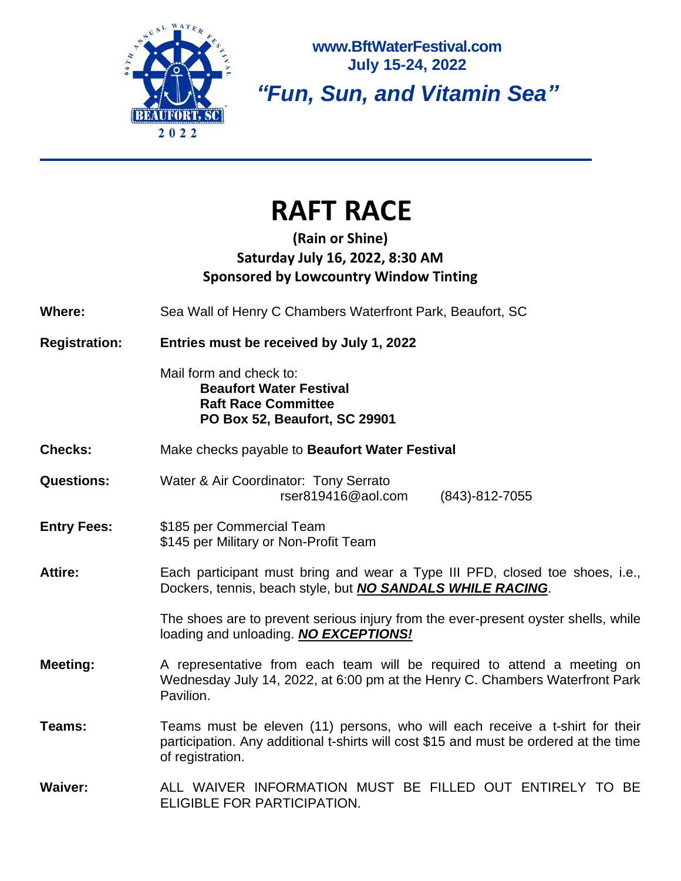www.BftWaterFestival.com
**July 15-24, 2022**

***"Fun, Sun, and Vitamin Sea"***

# RAFT RACE

**(Rain or Shine)**
**Saturday July 16, 2022, 8:30 AM**
**Sponsored by Lowcountry Window Tinting**

**Where:** Sea Wall of Henry C Chambers Waterfront Park, Beaufort, SC

**Registration:** **Entries must be received by July 1, 2022**

Mail form and check to:
**Beaufort Water Festival**
**Raft Race Committee**
**PO Box 52, Beaufort, SC 29901**

**Checks:** Make checks payable to **Beaufort Water Festival**

**Questions:** Water & Air Coordinator: Tony Serrato
rser819416@aol.com (843)-812-7055

**Entry Fees:** $185 per Commercial Team
$145 per Military or Non-Profit Team

**Attire:** Each participant must bring and wear a Type III PFD, closed toe shoes, i.e., Dockers, tennis, beach style, but ***NO SANDALS WHILE RACING***.

The shoes are to prevent serious injury from the ever-present oyster shells, while loading and unloading. ***NO EXCEPTIONS!***

**Meeting:** A representative from each team will be required to attend a meeting on Wednesday July 14, 2022, at 6:00 pm at the Henry C. Chambers Waterfront Park Pavilion.

**Teams:** Teams must be eleven (11) persons, who will each receive a t-shirt for their participation. Any additional t-shirts will cost $15 and must be ordered at the time of registration.

**Waiver:** ALL WAIVER INFORMATION MUST BE FILLED OUT ENTIRELY TO BE ELIGIBLE FOR PARTICIPATION.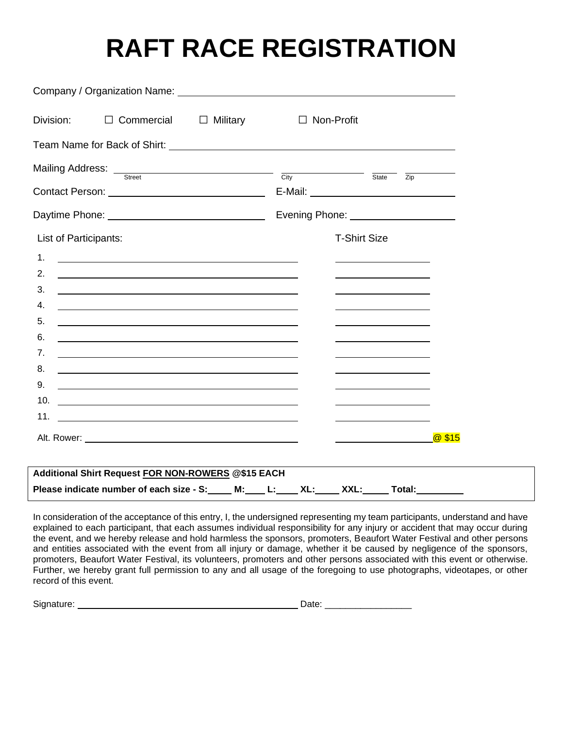# RAFT RACE REGISTRATION

Company / Organization Name: ______________________________________________

Division: ☐ Commercial ☐ Military ☐ Non-Profit

Team Name for Back of Shirt: ______________________________________________

Mailing Address: ______________________ ______________ _____ _______
Street City State Zip

Contact Person: __________________________ E-Mail: __________________________

Daytime Phone: __________________________ Evening Phone: ____________________

| List of Participants: | T-Shirt Size |
|---|---|
| 1. | |
| 2. | |
| 3. | |
| 4. | |
| 5. | |
| 6. | |
| 7. | |
| 8. | |
| 9. | |
| 10. | |
| 11. | |
| Alt. Rower: | @ $15 |

**Additional Shirt Request FOR NON-ROWERS @$15 EACH**
**Please indicate number of each size - S:\_\_\_\_\_ M:\_\_\_\_ L:\_\_\_\_ XL:\_\_\_\_\_ XXL:\_\_\_\_\_ Total:\_\_\_\_\_\_\_\_\_**

In consideration of the acceptance of this entry, I, the undersigned representing my team participants, understand and have explained to each participant, that each assumes individual responsibility for any injury or accident that may occur during the event, and we hereby release and hold harmless the sponsors, promoters, Beaufort Water Festival and other persons and entities associated with the event from all injury or damage, whether it be caused by negligence of the sponsors, promoters, Beaufort Water Festival, its volunteers, promoters and other persons associated with this event or otherwise. Further, we hereby grant full permission to any and all usage of the foregoing to use photographs, videotapes, or other record of this event.

Signature: ____________________________________________ Date: \_\_\_\_\_\_\_\_\_\_\_\_\_\_\_\_\_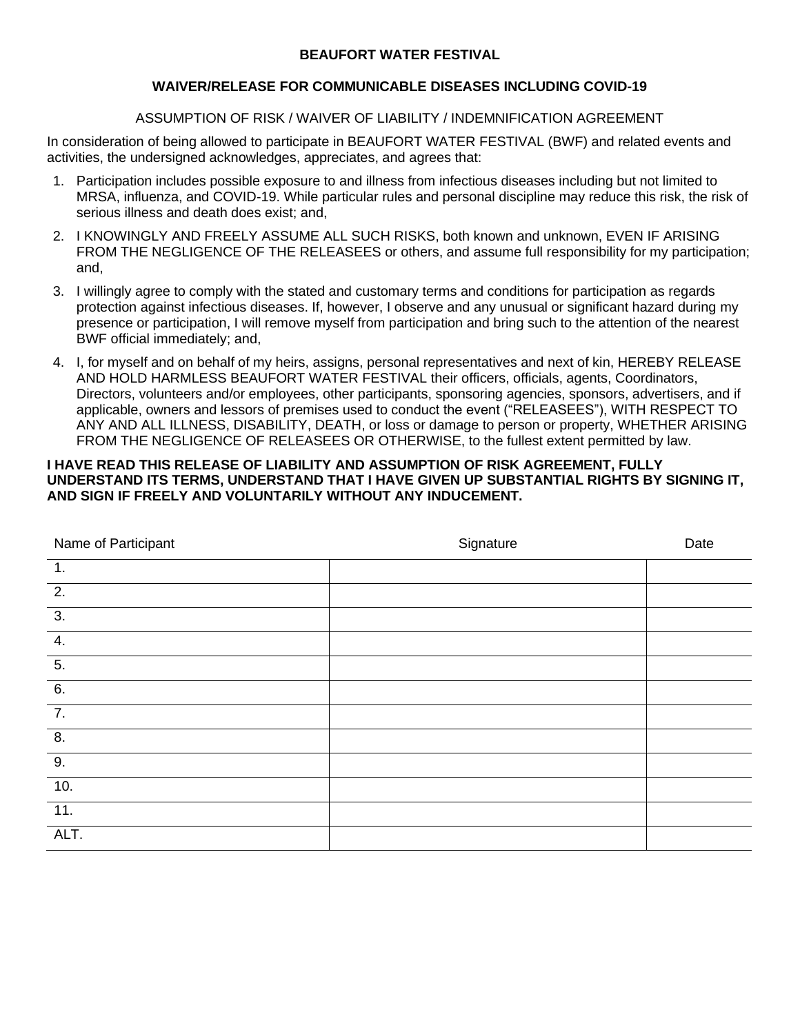**BEAUFORT WATER FESTIVAL**

**WAIVER/RELEASE FOR COMMUNICABLE DISEASES INCLUDING COVID-19**

ASSUMPTION OF RISK / WAIVER OF LIABILITY / INDEMNIFICATION AGREEMENT

In consideration of being allowed to participate in BEAUFORT WATER FESTIVAL (BWF) and related events and activities, the undersigned acknowledges, appreciates, and agrees that:

1. Participation includes possible exposure to and illness from infectious diseases including but not limited to MRSA, influenza, and COVID-19. While particular rules and personal discipline may reduce this risk, the risk of serious illness and death does exist; and,
2. I KNOWINGLY AND FREELY ASSUME ALL SUCH RISKS, both known and unknown, EVEN IF ARISING FROM THE NEGLIGENCE OF THE RELEASEES or others, and assume full responsibility for my participation; and,
3. I willingly agree to comply with the stated and customary terms and conditions for participation as regards protection against infectious diseases. If, however, I observe and any unusual or significant hazard during my presence or participation, I will remove myself from participation and bring such to the attention of the nearest BWF official immediately; and,
4. I, for myself and on behalf of my heirs, assigns, personal representatives and next of kin, HEREBY RELEASE AND HOLD HARMLESS BEAUFORT WATER FESTIVAL their officers, officials, agents, Coordinators, Directors, volunteers and/or employees, other participants, sponsoring agencies, sponsors, advertisers, and if applicable, owners and lessors of premises used to conduct the event ("RELEASEES"), WITH RESPECT TO ANY AND ALL ILLNESS, DISABILITY, DEATH, or loss or damage to person or property, WHETHER ARISING FROM THE NEGLIGENCE OF RELEASEES OR OTHERWISE, to the fullest extent permitted by law.

**I HAVE READ THIS RELEASE OF LIABILITY AND ASSUMPTION OF RISK AGREEMENT, FULLY UNDERSTAND ITS TERMS, UNDERSTAND THAT I HAVE GIVEN UP SUBSTANTIAL RIGHTS BY SIGNING IT, AND SIGN IF FREELY AND VOLUNTARILY WITHOUT ANY INDUCEMENT.**

| Name of Participant | Signature | Date |
|---|---|---|
| 1. | | |
| 2. | | |
| 3. | | |
| 4. | | |
| 5. | | |
| 6. | | |
| 7. | | |
| 8. | | |
| 9. | | |
| 10. | | |
| 11. | | |
| ALT. | | |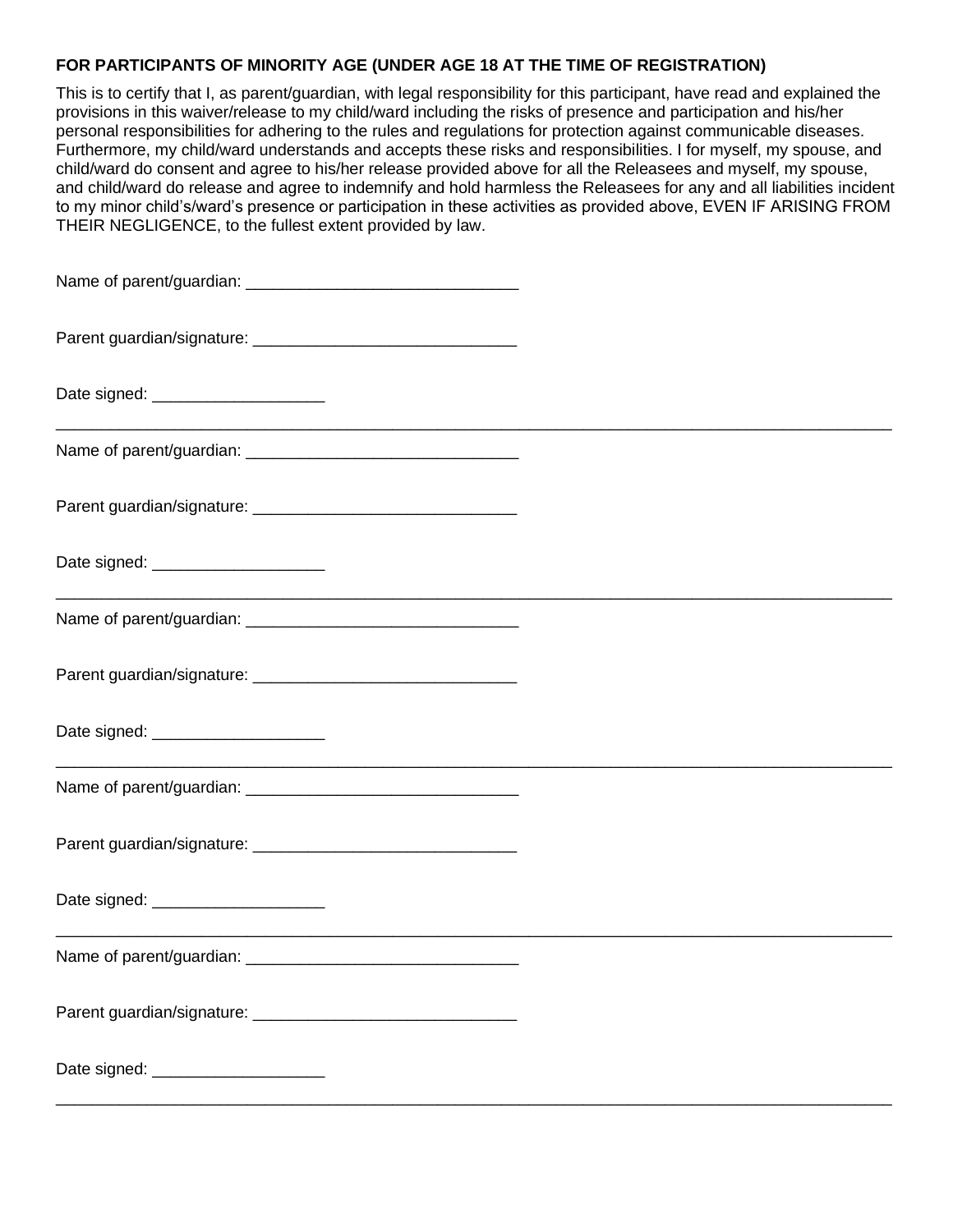**FOR PARTICIPANTS OF MINORITY AGE (UNDER AGE 18 AT THE TIME OF REGISTRATION)**

This is to certify that I, as parent/guardian, with legal responsibility for this participant, have read and explained the provisions in this waiver/release to my child/ward including the risks of presence and participation and his/her personal responsibilities for adhering to the rules and regulations for protection against communicable diseases. Furthermore, my child/ward understands and accepts these risks and responsibilities. I for myself, my spouse, and child/ward do consent and agree to his/her release provided above for all the Releasees and myself, my spouse, and child/ward do release and agree to indemnify and hold harmless the Releasees for any and all liabilities incident to my minor child's/ward's presence or participation in these activities as provided above, EVEN IF ARISING FROM THEIR NEGLIGENCE, to the fullest extent provided by law.

Name of parent/guardian: ______________________________

Parent guardian/signature: _____________________________

Date signed: ___________________

---

Name of parent/guardian: ______________________________

Parent guardian/signature: _____________________________

Date signed: ___________________

---

Name of parent/guardian: ______________________________

Parent guardian/signature: _____________________________

Date signed: ___________________

---

Name of parent/guardian: ______________________________

Parent guardian/signature: _____________________________

Date signed: ___________________

---

Name of parent/guardian: ______________________________

Parent guardian/signature: _____________________________

Date signed: ___________________

---